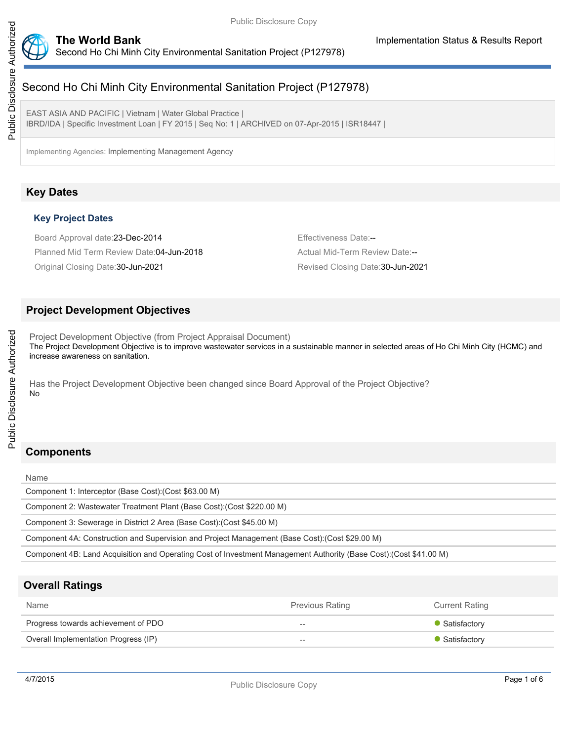# Second Ho Chi Minh City Environmental Sanitation Project (P127978)

EAST ASIA AND PACIFIC | Vietnam | Water Global Practice |
IBRD/IDA | Specific Investment Loan | FY 2015 | Seq No: 1 | ARCHIVED on 07-Apr-2015 | ISR18447 |

Implementing Agencies: Implementing Management Agency

## Key Dates

### Key Project Dates

Board Approval date:23-Dec-2014

Effectiveness Date:--

Planned Mid Term Review Date:04-Jun-2018

Actual Mid-Term Review Date:--

Original Closing Date:30-Jun-2021

Revised Closing Date:30-Jun-2021

## Project Development Objectives

Project Development Objective (from Project Appraisal Document)

The Project Development Objective is to improve wastewater services in a sustainable manner in selected areas of Ho Chi Minh City (HCMC) and increase awareness on sanitation.

Has the Project Development Objective been changed since Board Approval of the Project Objective?

No

## Components

| Name |
|---|
| Component 1: Interceptor (Base Cost):(Cost $63.00 M) |
| Component 2: Wastewater Treatment Plant (Base Cost):(Cost $220.00 M) |
| Component 3: Sewerage in District 2 Area (Base Cost):(Cost $45.00 M) |
| Component 4A: Construction and Supervision and Project Management (Base Cost):(Cost $29.00 M) |
| Component 4B: Land Acquisition and Operating Cost of Investment Management Authority (Base Cost):(Cost $41.00 M) |

## Overall Ratings

| Name | Previous Rating | Current Rating |
|---|---|---|
| Progress towards achievement of PDO | -- | Satisfactory |
| Overall Implementation Progress (IP) | -- | Satisfactory |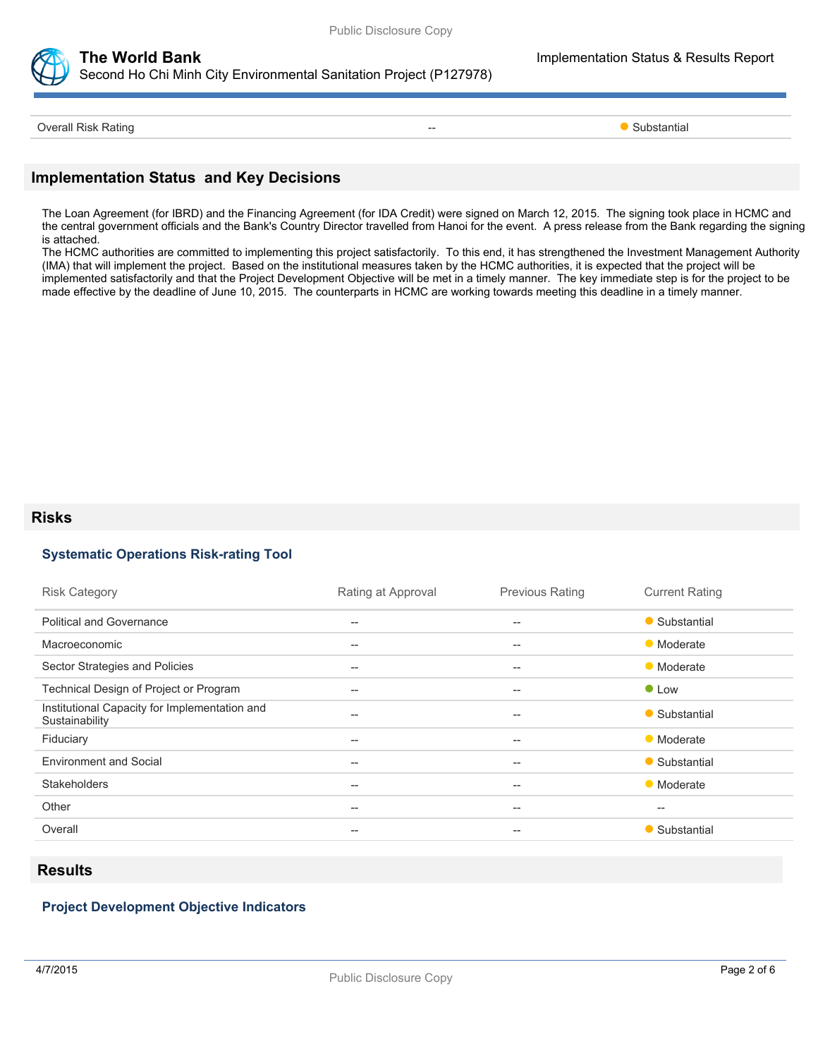| Overall Risk Rating | -- | Substantial |
|---|---|---|

## Implementation Status and Key Decisions

The Loan Agreement (for IBRD) and the Financing Agreement (for IDA Credit) were signed on March 12, 2015. The signing took place in HCMC and the central government officials and the Bank's Country Director travelled from Hanoi for the event. A press release from the Bank regarding the signing is attached.
The HCMC authorities are committed to implementing this project satisfactorily. To this end, it has strengthened the Investment Management Authority (IMA) that will implement the project. Based on the institutional measures taken by the HCMC authorities, it is expected that the project will be implemented satisfactorily and that the Project Development Objective will be met in a timely manner. The key immediate step is for the project to be made effective by the deadline of June 10, 2015. The counterparts in HCMC are working towards meeting this deadline in a timely manner.

## Risks

### Systematic Operations Risk-rating Tool

| Risk Category | Rating at Approval | Previous Rating | Current Rating |
|---|---|---|---|
| Political and Governance | -- | -- | Substantial |
| Macroeconomic | -- | -- | Moderate |
| Sector Strategies and Policies | -- | -- | Moderate |
| Technical Design of Project or Program | -- | -- | Low |
| Institutional Capacity for Implementation and Sustainability | -- | -- | Substantial |
| Fiduciary | -- | -- | Moderate |
| Environment and Social | -- | -- | Substantial |
| Stakeholders | -- | -- | Moderate |
| Other | -- | -- | -- |
| Overall | -- | -- | Substantial |

## Results

### Project Development Objective Indicators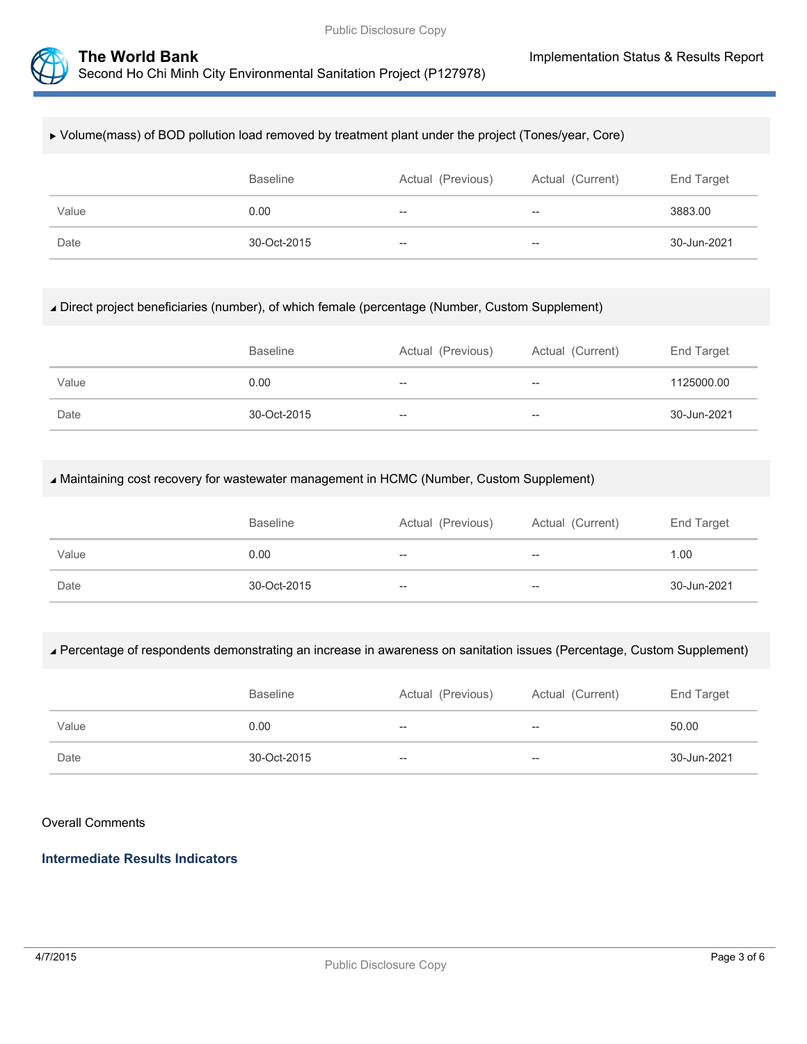### ▸ Volume(mass) of BOD pollution load removed by treatment plant under the project (Tones/year, Core)

| | Baseline | Actual (Previous) | Actual (Current) | End Target |
|---|---|---|---|---|
| Value | 0.00 | -- | -- | 3883.00 |
| Date | 30-Oct-2015 | -- | -- | 30-Jun-2021 |

### ◢ Direct project beneficiaries (number), of which female (percentage (Number, Custom Supplement)

| | Baseline | Actual (Previous) | Actual (Current) | End Target |
|---|---|---|---|---|
| Value | 0.00 | -- | -- | 1125000.00 |
| Date | 30-Oct-2015 | -- | -- | 30-Jun-2021 |

### ◢ Maintaining cost recovery for wastewater management in HCMC (Number, Custom Supplement)

| | Baseline | Actual (Previous) | Actual (Current) | End Target |
|---|---|---|---|---|
| Value | 0.00 | -- | -- | 1.00 |
| Date | 30-Oct-2015 | -- | -- | 30-Jun-2021 |

### ◢ Percentage of respondents demonstrating an increase in awareness on sanitation issues (Percentage, Custom Supplement)

| | Baseline | Actual (Previous) | Actual (Current) | End Target |
|---|---|---|---|---|
| Value | 0.00 | -- | -- | 50.00 |
| Date | 30-Oct-2015 | -- | -- | 30-Jun-2021 |

Overall Comments

## Intermediate Results Indicators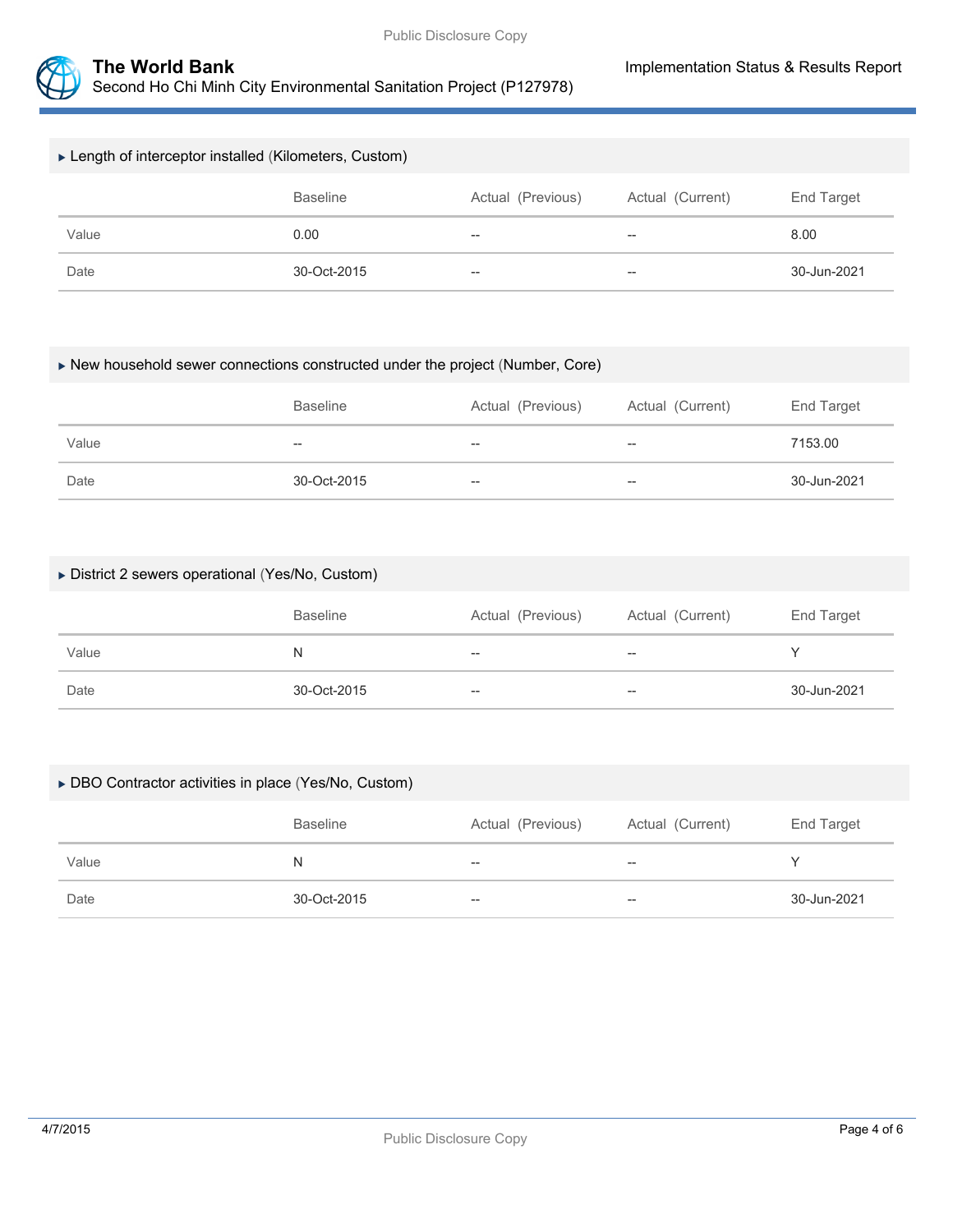▸ Length of interceptor installed (Kilometers, Custom)

| | Baseline | Actual (Previous) | Actual (Current) | End Target |
|---|---|---|---|---|
| Value | 0.00 | -- | -- | 8.00 |
| Date | 30-Oct-2015 | -- | -- | 30-Jun-2021 |

▸ New household sewer connections constructed under the project (Number, Core)

| | Baseline | Actual (Previous) | Actual (Current) | End Target |
|---|---|---|---|---|
| Value | -- | -- | -- | 7153.00 |
| Date | 30-Oct-2015 | -- | -- | 30-Jun-2021 |

▸ District 2 sewers operational (Yes/No, Custom)

| | Baseline | Actual (Previous) | Actual (Current) | End Target |
|---|---|---|---|---|
| Value | N | -- | -- | Y |
| Date | 30-Oct-2015 | -- | -- | 30-Jun-2021 |

▸ DBO Contractor activities in place (Yes/No, Custom)

| | Baseline | Actual (Previous) | Actual (Current) | End Target |
|---|---|---|---|---|
| Value | N | -- | -- | Y |
| Date | 30-Oct-2015 | -- | -- | 30-Jun-2021 |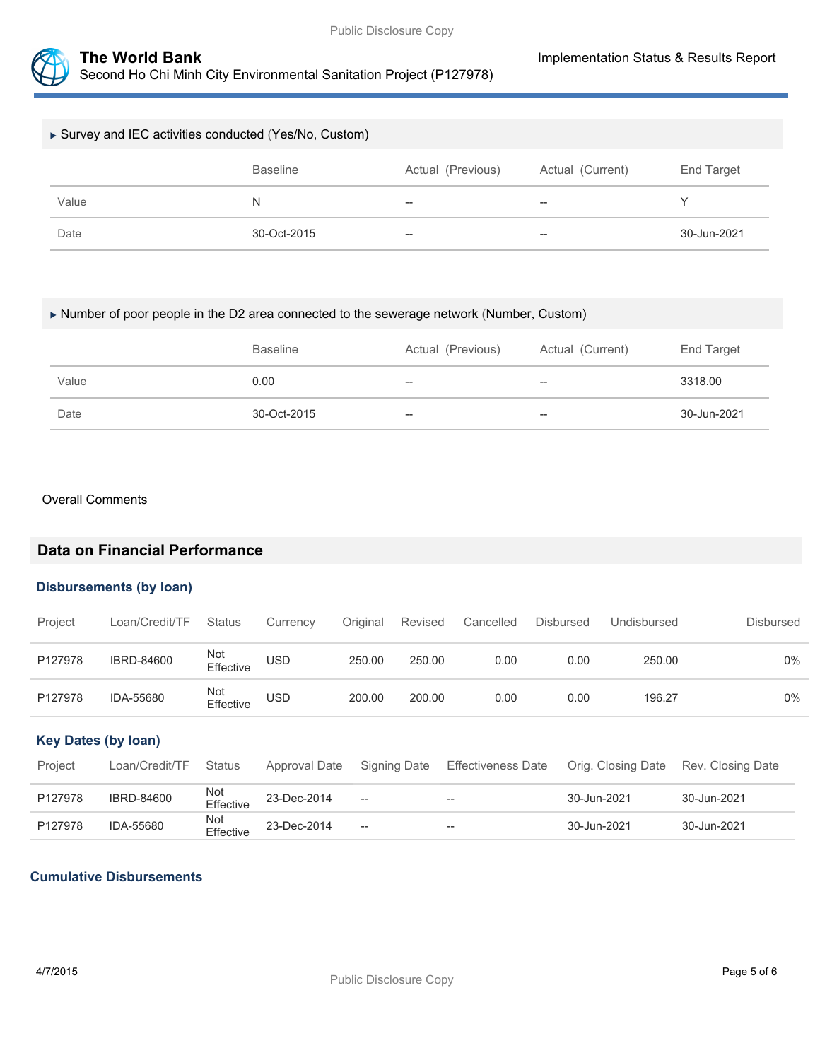▸ Survey and IEC activities conducted (Yes/No, Custom)

| | Baseline | Actual (Previous) | Actual (Current) | End Target |
|---|---|---|---|---|
| Value | N | -- | -- | Y |
| Date | 30-Oct-2015 | -- | -- | 30-Jun-2021 |

▸ Number of poor people in the D2 area connected to the sewerage network (Number, Custom)

| | Baseline | Actual (Previous) | Actual (Current) | End Target |
|---|---|---|---|---|
| Value | 0.00 | -- | -- | 3318.00 |
| Date | 30-Oct-2015 | -- | -- | 30-Jun-2021 |

Overall Comments

## Data on Financial Performance

### Disbursements (by loan)

| Project | Loan/Credit/TF | Status | Currency | Original | Revised | Cancelled | Disbursed | Undisbursed | Disbursed |
|---|---|---|---|---|---|---|---|---|---|
| P127978 | IBRD-84600 | Not Effective | USD | 250.00 | 250.00 | 0.00 | 0.00 | 250.00 | 0% |
| P127978 | IDA-55680 | Not Effective | USD | 200.00 | 200.00 | 0.00 | 0.00 | 196.27 | 0% |

### Key Dates (by loan)

| Project | Loan/Credit/TF | Status | Approval Date | Signing Date | Effectiveness Date | Orig. Closing Date | Rev. Closing Date |
|---|---|---|---|---|---|---|---|
| P127978 | IBRD-84600 | Not Effective | 23-Dec-2014 | -- | -- | 30-Jun-2021 | 30-Jun-2021 |
| P127978 | IDA-55680 | Not Effective | 23-Dec-2014 | -- | -- | 30-Jun-2021 | 30-Jun-2021 |

### Cumulative Disbursements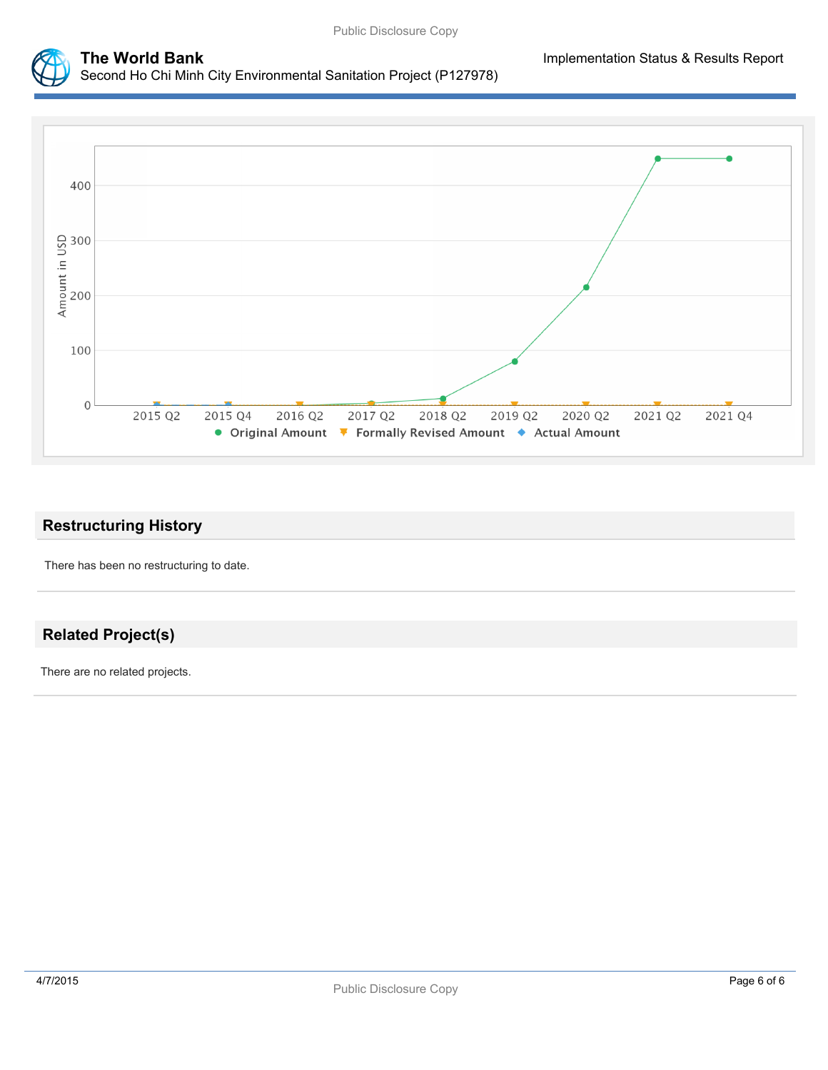400
300
200
100
0
Amount in USD
2015 Q2 2015 Q4 2016 Q2 2017 Q2 2018 Q2 2019 Q2 2020 Q2 2021 Q2 2021 Q4
Original Amount Formally Revised Amount Actual Amount

## Restructuring History

There has been no restructuring to date.

## Related Project(s)

There are no related projects.